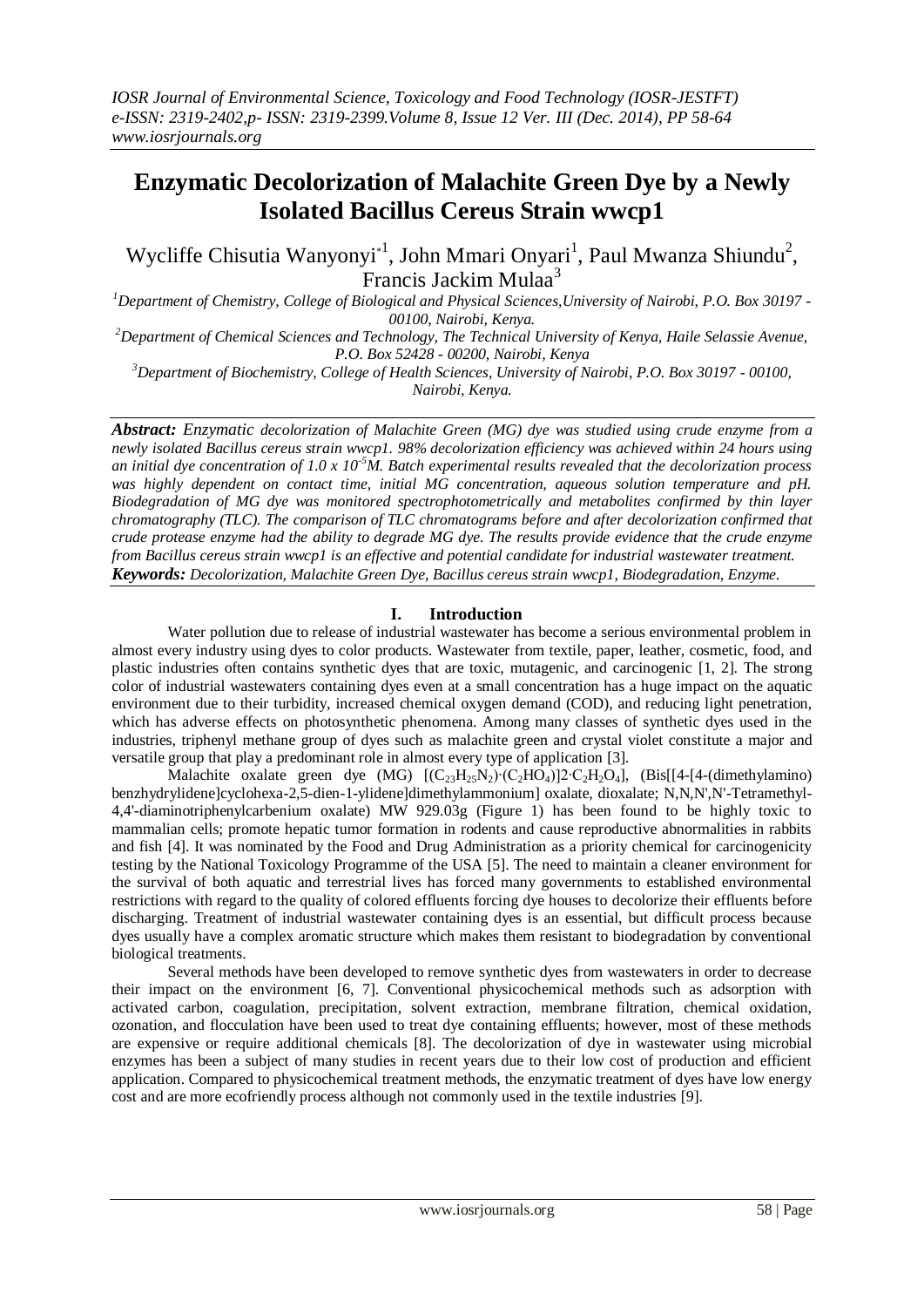# Enzymatic Decolorization of Malachite Green Dye by a Newly Isolated Bacillus Cereus Strain wwcp1

Wycliffe Chisutia Wanyonyi*[1], John Mmari Onyari[1], Paul Mwanza Shiundu[2], Francis Jackim Mulaa[3]

[1]Department of Chemistry, College of Biological and Physical Sciences,University of Nairobi, P.O. Box 30197 - 00100, Nairobi, Kenya.

[2]Department of Chemical Sciences and Technology, The Technical University of Kenya, Haile Selassie Avenue, P.O. Box 52428 - 00200, Nairobi, Kenya

[3]Department of Biochemistry, College of Health Sciences, University of Nairobi, P.O. Box 30197 - 00100, Nairobi, Kenya.

***Abstract:*** *Enzymatic decolorization of Malachite Green (MG) dye was studied using crude enzyme from a newly isolated Bacillus cereus strain wwcp1. 98% decolorization efficiency was achieved within 24 hours using an initial dye concentration of $1.0 \times 10^{-5}$M. Batch experimental results revealed that the decolorization process was highly dependent on contact time, initial MG concentration, aqueous solution temperature and pH. Biodegradation of MG dye was monitored spectrophotometrically and metabolites confirmed by thin layer chromatography (TLC). The comparison of TLC chromatograms before and after decolorization confirmed that crude protease enzyme had the ability to degrade MG dye. The results provide evidence that the crude enzyme from Bacillus cereus strain wwcp1 is an effective and potential candidate for industrial wastewater treatment.*

***Keywords:*** *Decolorization, Malachite Green Dye, Bacillus cereus strain wwcp1, Biodegradation, Enzyme.*

## I. Introduction

Water pollution due to release of industrial wastewater has become a serious environmental problem in almost every industry using dyes to color products. Wastewater from textile, paper, leather, cosmetic, food, and plastic industries often contains synthetic dyes that are toxic, mutagenic, and carcinogenic [1, 2]. The strong color of industrial wastewaters containing dyes even at a small concentration has a huge impact on the aquatic environment due to their turbidity, increased chemical oxygen demand (COD), and reducing light penetration, which has adverse effects on photosynthetic phenomena. Among many classes of synthetic dyes used in the industries, triphenyl methane group of dyes such as malachite green and crystal violet constitute a major and versatile group that play a predominant role in almost every type of application [3].

Malachite oxalate green dye (MG) $[(C_{23}H_{25}N_2)\cdot(C_2HO_4)]2\cdot C_2H_2O_4]$, (Bis[[4-[4-(dimethylamino) benzhydrylidene]cyclohexa-2,5-dien-1-ylidene]dimethylammonium] oxalate, dioxalate; N,N,N',N'-Tetramethyl-4,4'-diaminotriphenylcarbenium oxalate) MW 929.03g (Figure 1) has been found to be highly toxic to mammalian cells; promote hepatic tumor formation in rodents and cause reproductive abnormalities in rabbits and fish [4]. It was nominated by the Food and Drug Administration as a priority chemical for carcinogenicity testing by the National Toxicology Programme of the USA [5]. The need to maintain a cleaner environment for the survival of both aquatic and terrestrial lives has forced many governments to established environmental restrictions with regard to the quality of colored effluents forcing dye houses to decolorize their effluents before discharging. Treatment of industrial wastewater containing dyes is an essential, but difficult process because dyes usually have a complex aromatic structure which makes them resistant to biodegradation by conventional biological treatments.

Several methods have been developed to remove synthetic dyes from wastewaters in order to decrease their impact on the environment [6, 7]. Conventional physicochemical methods such as adsorption with activated carbon, coagulation, precipitation, solvent extraction, membrane filtration, chemical oxidation, ozonation, and flocculation have been used to treat dye containing effluents; however, most of these methods are expensive or require additional chemicals [8]. The decolorization of dye in wastewater using microbial enzymes has been a subject of many studies in recent years due to their low cost of production and efficient application. Compared to physicochemical treatment methods, the enzymatic treatment of dyes have low energy cost and are more ecofriendly process although not commonly used in the textile industries [9].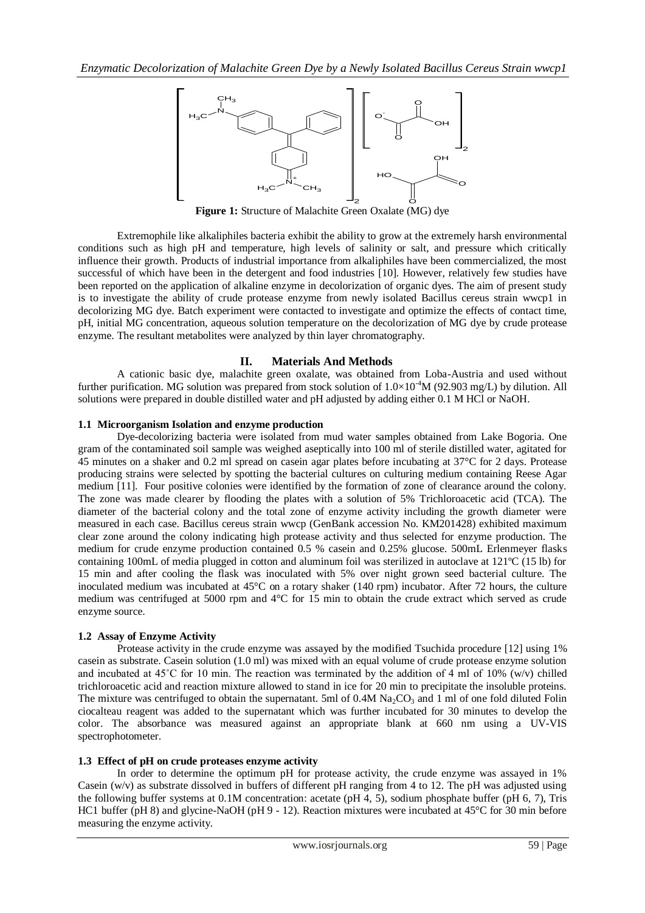**Figure 1:** Structure of Malachite Green Oxalate (MG) dye

Extremophile like alkaliphiles bacteria exhibit the ability to grow at the extremely harsh environmental conditions such as high pH and temperature, high levels of salinity or salt, and pressure which critically influence their growth. Products of industrial importance from alkaliphiles have been commercialized, the most successful of which have been in the detergent and food industries [10]. However, relatively few studies have been reported on the application of alkaline enzyme in decolorization of organic dyes. The aim of present study is to investigate the ability of crude protease enzyme from newly isolated Bacillus cereus strain wwcp1 in decolorizing MG dye. Batch experiment were contacted to investigate and optimize the effects of contact time, pH, initial MG concentration, aqueous solution temperature on the decolorization of MG dye by crude protease enzyme. The resultant metabolites were analyzed by thin layer chromatography.

## II. Materials And Methods

A cationic basic dye, malachite green oxalate, was obtained from Loba-Austria and used without further purification. MG solution was prepared from stock solution of $1.0\times10^{-4}$M (92.903 mg/L) by dilution. All solutions were prepared in double distilled water and pH adjusted by adding either 0.1 M HCl or NaOH.

### 1.1 Microorganism Isolation and enzyme production

Dye-decolorizing bacteria were isolated from mud water samples obtained from Lake Bogoria. One gram of the contaminated soil sample was weighed aseptically into 100 ml of sterile distilled water, agitated for 45 minutes on a shaker and 0.2 ml spread on casein agar plates before incubating at 37°C for 2 days. Protease producing strains were selected by spotting the bacterial cultures on culturing medium containing Reese Agar medium [11]. Four positive colonies were identified by the formation of zone of clearance around the colony. The zone was made clearer by flooding the plates with a solution of 5% Trichloroacetic acid (TCA). The diameter of the bacterial colony and the total zone of enzyme activity including the growth diameter were measured in each case. Bacillus cereus strain wwcp (GenBank accession No. KM201428) exhibited maximum clear zone around the colony indicating high protease activity and thus selected for enzyme production. The medium for crude enzyme production contained 0.5 % casein and 0.25% glucose. 500mL Erlenmeyer flasks containing 100mL of media plugged in cotton and aluminum foil was sterilized in autoclave at 121ºC (15 lb) for 15 min and after cooling the flask was inoculated with 5% over night grown seed bacterial culture. The inoculated medium was incubated at 45°C on a rotary shaker (140 rpm) incubator. After 72 hours, the culture medium was centrifuged at 5000 rpm and 4°C for 15 min to obtain the crude extract which served as crude enzyme source.

### 1.2 Assay of Enzyme Activity

Protease activity in the crude enzyme was assayed by the modified Tsuchida procedure [12] using 1% casein as substrate. Casein solution (1.0 ml) was mixed with an equal volume of crude protease enzyme solution and incubated at 45˚C for 10 min. The reaction was terminated by the addition of 4 ml of 10% (w/v) chilled trichloroacetic acid and reaction mixture allowed to stand in ice for 20 min to precipitate the insoluble proteins. The mixture was centrifuged to obtain the supernatant. 5ml of 0.4M $Na_2CO_3$ and 1 ml of one fold diluted Folin ciocalteau reagent was added to the supernatant which was further incubated for 30 minutes to develop the color. The absorbance was measured against an appropriate blank at 660 nm using a UV-VIS spectrophotometer.

### 1.3 Effect of pH on crude proteases enzyme activity

In order to determine the optimum pH for protease activity, the crude enzyme was assayed in 1% Casein (w/v) as substrate dissolved in buffers of different pH ranging from 4 to 12. The pH was adjusted using the following buffer systems at 0.1M concentration: acetate (pH 4, 5), sodium phosphate buffer (pH 6, 7), Tris HC1 buffer (pH 8) and glycine-NaOH (pH 9 - 12). Reaction mixtures were incubated at 45°C for 30 min before measuring the enzyme activity.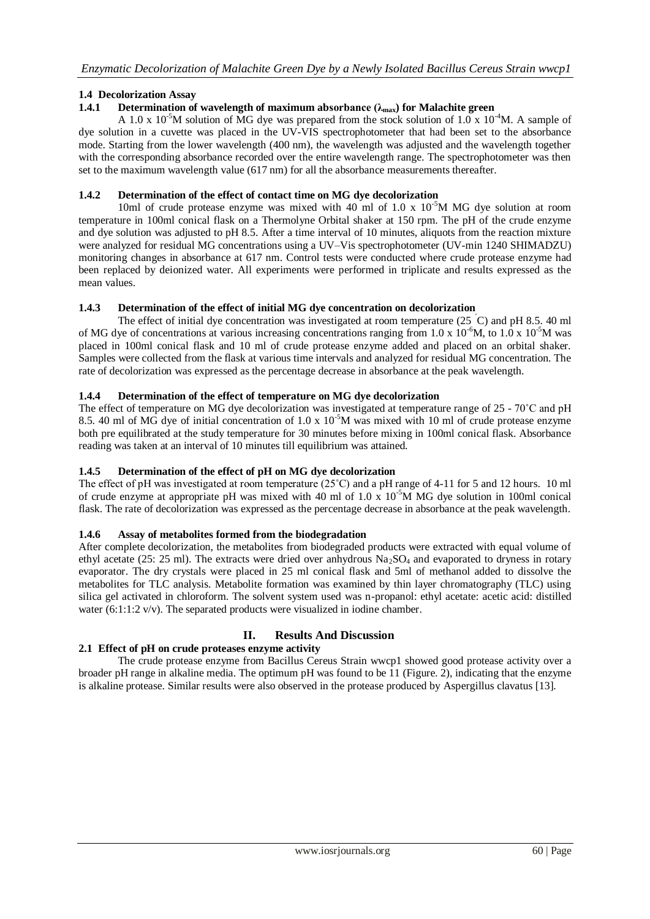### 1.4 Decolorization Assay

#### 1.4.1 Determination of wavelength of maximum absorbance ($\lambda_{max}$) for Malachite green

A $1.0 \times 10^{-5}$M solution of MG dye was prepared from the stock solution of $1.0 \times 10^{-4}$M. A sample of dye solution in a cuvette was placed in the UV-VIS spectrophotometer that had been set to the absorbance mode. Starting from the lower wavelength (400 nm), the wavelength was adjusted and the wavelength together with the corresponding absorbance recorded over the entire wavelength range. The spectrophotometer was then set to the maximum wavelength value (617 nm) for all the absorbance measurements thereafter.

#### 1.4.2 Determination of the effect of contact time on MG dye decolorization

10ml of crude protease enzyme was mixed with 40 ml of $1.0 \times 10^{-5}$M MG dye solution at room temperature in 100ml conical flask on a Thermolyne Orbital shaker at 150 rpm. The pH of the crude enzyme and dye solution was adjusted to pH 8.5. After a time interval of 10 minutes, aliquots from the reaction mixture were analyzed for residual MG concentrations using a UV–Vis spectrophotometer (UV-min 1240 SHIMADZU) monitoring changes in absorbance at 617 nm. Control tests were conducted where crude protease enzyme had been replaced by deionized water. All experiments were performed in triplicate and results expressed as the mean values.

#### 1.4.3 Determination of the effect of initial MG dye concentration on decolorization

The effect of initial dye concentration was investigated at room temperature (25 °C) and pH 8.5. 40 ml of MG dye of concentrations at various increasing concentrations ranging from $1.0 \times 10^{-6}$M, to $1.0 \times 10^{-5}$M was placed in 100ml conical flask and 10 ml of crude protease enzyme added and placed on an orbital shaker. Samples were collected from the flask at various time intervals and analyzed for residual MG concentration. The rate of decolorization was expressed as the percentage decrease in absorbance at the peak wavelength.

#### 1.4.4 Determination of the effect of temperature on MG dye decolorization

The effect of temperature on MG dye decolorization was investigated at temperature range of 25 - 70˚C and pH 8.5. 40 ml of MG dye of initial concentration of $1.0 \times 10^{-5}$M was mixed with 10 ml of crude protease enzyme both pre equilibrated at the study temperature for 30 minutes before mixing in 100ml conical flask. Absorbance reading was taken at an interval of 10 minutes till equilibrium was attained.

#### 1.4.5 Determination of the effect of pH on MG dye decolorization

The effect of pH was investigated at room temperature (25˚C) and a pH range of 4-11 for 5 and 12 hours. 10 ml of crude enzyme at appropriate pH was mixed with 40 ml of $1.0 \times 10^{-5}$M MG dye solution in 100ml conical flask. The rate of decolorization was expressed as the percentage decrease in absorbance at the peak wavelength.

#### 1.4.6 Assay of metabolites formed from the biodegradation

After complete decolorization, the metabolites from biodegraded products were extracted with equal volume of ethyl acetate (25: 25 ml). The extracts were dried over anhydrous $Na_2SO_4$ and evaporated to dryness in rotary evaporator. The dry crystals were placed in 25 ml conical flask and 5ml of methanol added to dissolve the metabolites for TLC analysis. Metabolite formation was examined by thin layer chromatography (TLC) using silica gel activated in chloroform. The solvent system used was n-propanol: ethyl acetate: acetic acid: distilled water (6:1:1:2 v/v). The separated products were visualized in iodine chamber.

## II. Results And Discussion

### 2.1 Effect of pH on crude proteases enzyme activity

The crude protease enzyme from Bacillus Cereus Strain wwcp1 showed good protease activity over a broader pH range in alkaline media. The optimum pH was found to be 11 (Figure. 2), indicating that the enzyme is alkaline protease. Similar results were also observed in the protease produced by Aspergillus clavatus [13].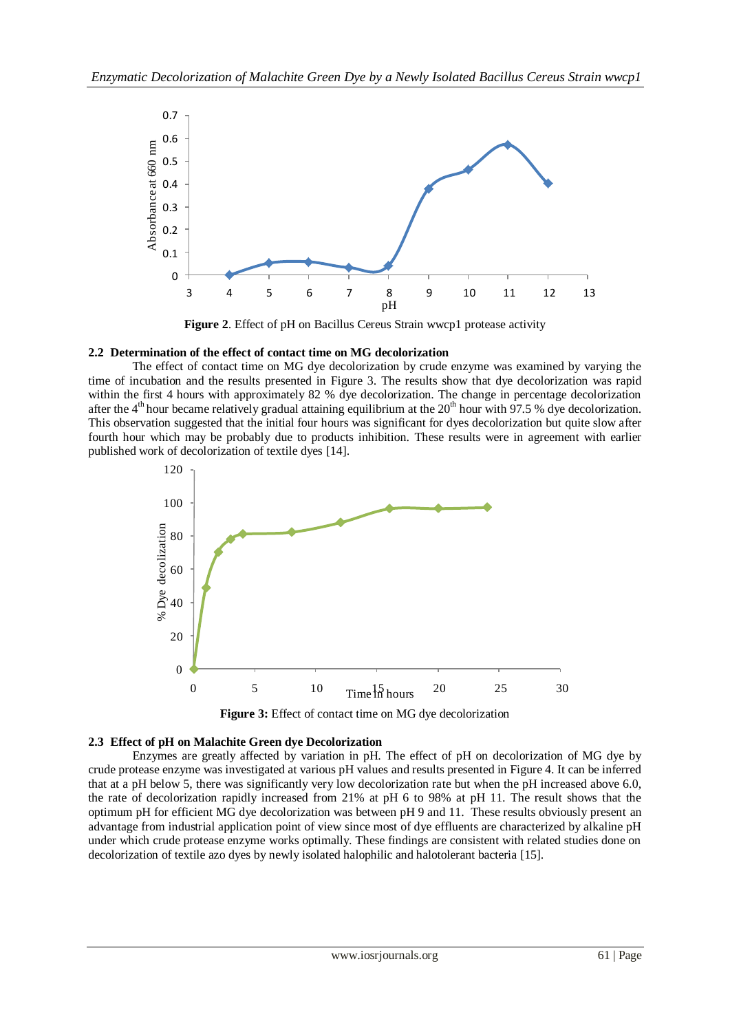Figure 2. Effect of pH on Bacillus Cereus Strain wwcp1 protease activity

### 2.2 Determination of the effect of contact time on MG decolorization

The effect of contact time on MG dye decolorization by crude enzyme was examined by varying the time of incubation and the results presented in Figure 3. The results show that dye decolorization was rapid within the first 4 hours with approximately 82 % dye decolorization. The change in percentage decolorization after the 4$^{th}$ hour became relatively gradual attaining equilibrium at the 20$^{th}$ hour with 97.5 % dye decolorization. This observation suggested that the initial four hours was significant for dyes decolorization but quite slow after fourth hour which may be probably due to products inhibition. These results were in agreement with earlier published work of decolorization of textile dyes [14].

Figure 3: Effect of contact time on MG dye decolorization

### 2.3 Effect of pH on Malachite Green dye Decolorization

Enzymes are greatly affected by variation in pH. The effect of pH on decolorization of MG dye by crude protease enzyme was investigated at various pH values and results presented in Figure 4. It can be inferred that at a pH below 5, there was significantly very low decolorization rate but when the pH increased above 6.0, the rate of decolorization rapidly increased from 21% at pH 6 to 98% at pH 11. The result shows that the optimum pH for efficient MG dye decolorization was between pH 9 and 11. These results obviously present an advantage from industrial application point of view since most of dye effluents are characterized by alkaline pH under which crude protease enzyme works optimally. These findings are consistent with related studies done on decolorization of textile azo dyes by newly isolated halophilic and halotolerant bacteria [15].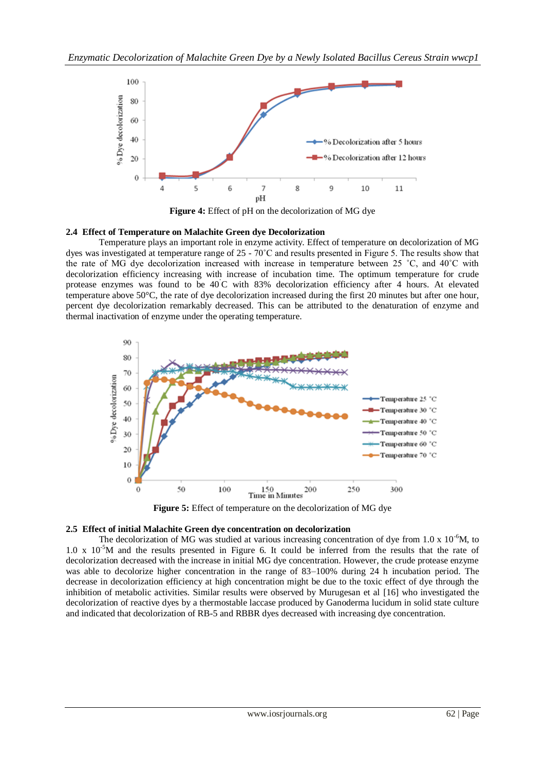**Figure 4:** Effect of pH on the decolorization of MG dye

### 2.4 Effect of Temperature on Malachite Green dye Decolorization

Temperature plays an important role in enzyme activity. Effect of temperature on decolorization of MG dyes was investigated at temperature range of 25 - 70˚C and results presented in Figure 5. The results show that the rate of MG dye decolorization increased with increase in temperature between 25 ˚C, and 40˚C with decolorization efficiency increasing with increase of incubation time. The optimum temperature for crude protease enzymes was found to be 40˚C with 83% decolorization efficiency after 4 hours. At elevated temperature above 50°C, the rate of dye decolorization increased during the first 20 minutes but after one hour, percent dye decolorization remarkably decreased. This can be attributed to the denaturation of enzyme and thermal inactivation of enzyme under the operating temperature.

**Figure 5:** Effect of temperature on the decolorization of MG dye

### 2.5 Effect of initial Malachite Green dye concentration on decolorization

The decolorization of MG was studied at various increasing concentration of dye from 1.0 x $10^{-6}$M, to 1.0 x $10^{-5}$M and the results presented in Figure 6. It could be inferred from the results that the rate of decolorization decreased with the increase in initial MG dye concentration. However, the crude protease enzyme was able to decolorize higher concentration in the range of 83–100% during 24 h incubation period. The decrease in decolorization efficiency at high concentration might be due to the toxic effect of dye through the inhibition of metabolic activities. Similar results were observed by Murugesan et al [16] who investigated the decolorization of reactive dyes by a thermostable laccase produced by Ganoderma lucidum in solid state culture and indicated that decolorization of RB-5 and RBBR dyes decreased with increasing dye concentration.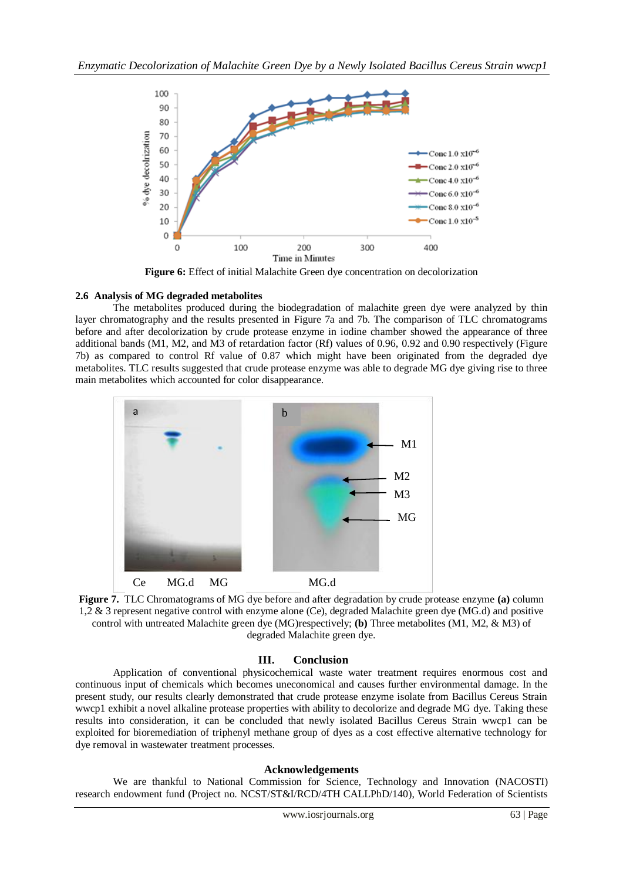**Figure 6:** Effect of initial Malachite Green dye concentration on decolorization

### 2.6 Analysis of MG degraded metabolites

The metabolites produced during the biodegradation of malachite green dye were analyzed by thin layer chromatography and the results presented in Figure 7a and 7b. The comparison of TLC chromatograms before and after decolorization by crude protease enzyme in iodine chamber showed the appearance of three additional bands (M1, M2, and M3 of retardation factor (Rf) values of 0.96, 0.92 and 0.90 respectively (Figure 7b) as compared to control Rf value of 0.87 which might have been originated from the degraded dye metabolites. TLC results suggested that crude protease enzyme was able to degrade MG dye giving rise to three main metabolites which accounted for color disappearance.

**Figure 7.** TLC Chromatograms of MG dye before and after degradation by crude protease enzyme **(a)** column 1,2 & 3 represent negative control with enzyme alone (Ce), degraded Malachite green dye (MG.d) and positive control with untreated Malachite green dye (MG)respectively; **(b)** Three metabolites (M1, M2, & M3) of degraded Malachite green dye.

## III. Conclusion

Application of conventional physicochemical waste water treatment requires enormous cost and continuous input of chemicals which becomes uneconomical and causes further environmental damage. In the present study, our results clearly demonstrated that crude protease enzyme isolate from Bacillus Cereus Strain wwcp1 exhibit a novel alkaline protease properties with ability to decolorize and degrade MG dye. Taking these results into consideration, it can be concluded that newly isolated Bacillus Cereus Strain wwcp1 can be exploited for bioremediation of triphenyl methane group of dyes as a cost effective alternative technology for dye removal in wastewater treatment processes.

## Acknowledgements

We are thankful to National Commission for Science, Technology and Innovation (NACOSTI) research endowment fund (Project no. NCST/ST&I/RCD/4TH CALLPhD/140), World Federation of Scientists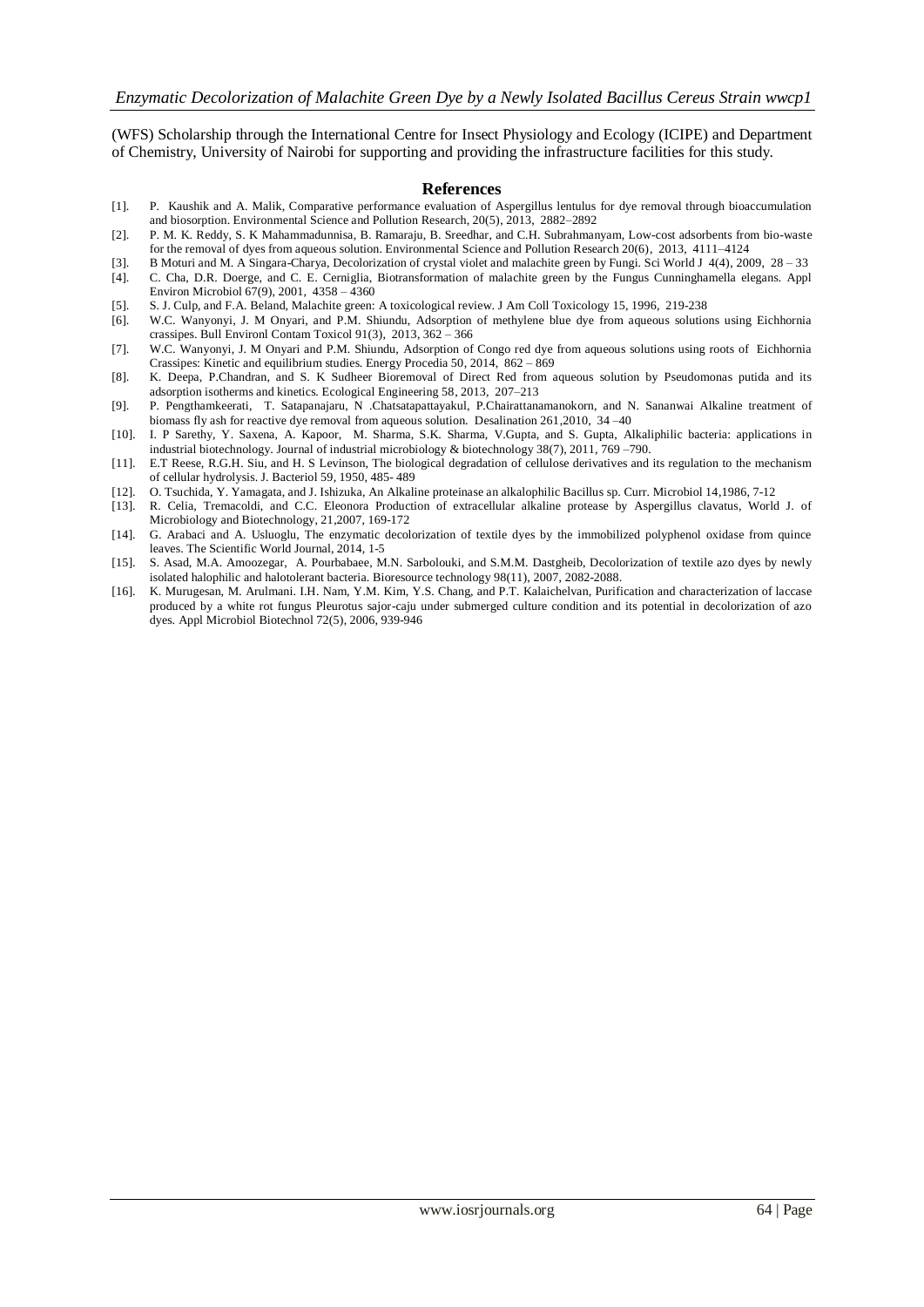(WFS) Scholarship through the International Centre for Insect Physiology and Ecology (ICIPE) and Department of Chemistry, University of Nairobi for supporting and providing the infrastructure facilities for this study.

## References

[1]. P. Kaushik and A. Malik, Comparative performance evaluation of Aspergillus lentulus for dye removal through bioaccumulation and biosorption. Environmental Science and Pollution Research, 20(5), 2013, 2882–2892

[2]. P. M. K. Reddy, S. K Mahammadunnisa, B. Ramaraju, B. Sreedhar, and C.H. Subrahmanyam, Low-cost adsorbents from bio-waste for the removal of dyes from aqueous solution. Environmental Science and Pollution Research 20(6), 2013, 4111–4124

[3]. B Moturi and M. A Singara-Charya, Decolorization of crystal violet and malachite green by Fungi. Sci World J 4(4), 2009, 28 – 33

[4]. C. Cha, D.R. Doerge, and C. E. Cerniglia, Biotransformation of malachite green by the Fungus Cunninghamella elegans. Appl Environ Microbiol 67(9), 2001, 4358 – 4360

[5]. S. J. Culp, and F.A. Beland, Malachite green: A toxicological review. J Am Coll Toxicology 15, 1996, 219-238

[6]. W.C. Wanyonyi, J. M Onyari, and P.M. Shiundu, Adsorption of methylene blue dye from aqueous solutions using Eichhornia crassipes. Bull Environl Contam Toxicol 91(3), 2013, 362 – 366

[7]. W.C. Wanyonyi, J. M Onyari and P.M. Shiundu, Adsorption of Congo red dye from aqueous solutions using roots of Eichhornia Crassipes: Kinetic and equilibrium studies. Energy Procedia 50, 2014, 862 – 869

[8]. K. Deepa, P.Chandran, and S. K Sudheer Bioremoval of Direct Red from aqueous solution by Pseudomonas putida and its adsorption isotherms and kinetics. Ecological Engineering 58, 2013, 207–213

[9]. P. Pengthamkeerati, T. Satapanajaru, N .Chatsatapattayakul, P.Chairattanamanokorn, and N. Sananwai Alkaline treatment of biomass fly ash for reactive dye removal from aqueous solution. Desalination 261,2010, 34 –40

[10]. I. P Sarethy, Y. Saxena, A. Kapoor, M. Sharma, S.K. Sharma, V.Gupta, and S. Gupta, Alkaliphilic bacteria: applications in industrial biotechnology. Journal of industrial microbiology & biotechnology 38(7), 2011, 769 –790.

[11]. E.T Reese, R.G.H. Siu, and H. S Levinson, The biological degradation of cellulose derivatives and its regulation to the mechanism of cellular hydrolysis. J. Bacteriol 59, 1950, 485- 489

[12]. O. Tsuchida, Y. Yamagata, and J. Ishizuka, An Alkaline proteinase an alkalophilic Bacillus sp. Curr. Microbiol 14,1986, 7-12

[13]. R. Celia, Tremacoldi, and C.C. Eleonora Production of extracellular alkaline protease by Aspergillus clavatus, World J. of Microbiology and Biotechnology, 21,2007, 169-172

[14]. G. Arabaci and A. Usluoglu, The enzymatic decolorization of textile dyes by the immobilized polyphenol oxidase from quince leaves. The Scientific World Journal, 2014, 1-5

[15]. S. Asad, M.A. Amoozegar, A. Pourbabaee, M.N. Sarbolouki, and S.M.M. Dastgheib, Decolorization of textile azo dyes by newly isolated halophilic and halotolerant bacteria. Bioresource technology 98(11), 2007, 2082-2088.

[16]. K. Murugesan, M. Arulmani. I.H. Nam, Y.M. Kim, Y.S. Chang, and P.T. Kalaichelvan, Purification and characterization of laccase produced by a white rot fungus Pleurotus sajor-caju under submerged culture condition and its potential in decolorization of azo dyes. Appl Microbiol Biotechnol 72(5), 2006, 939-946